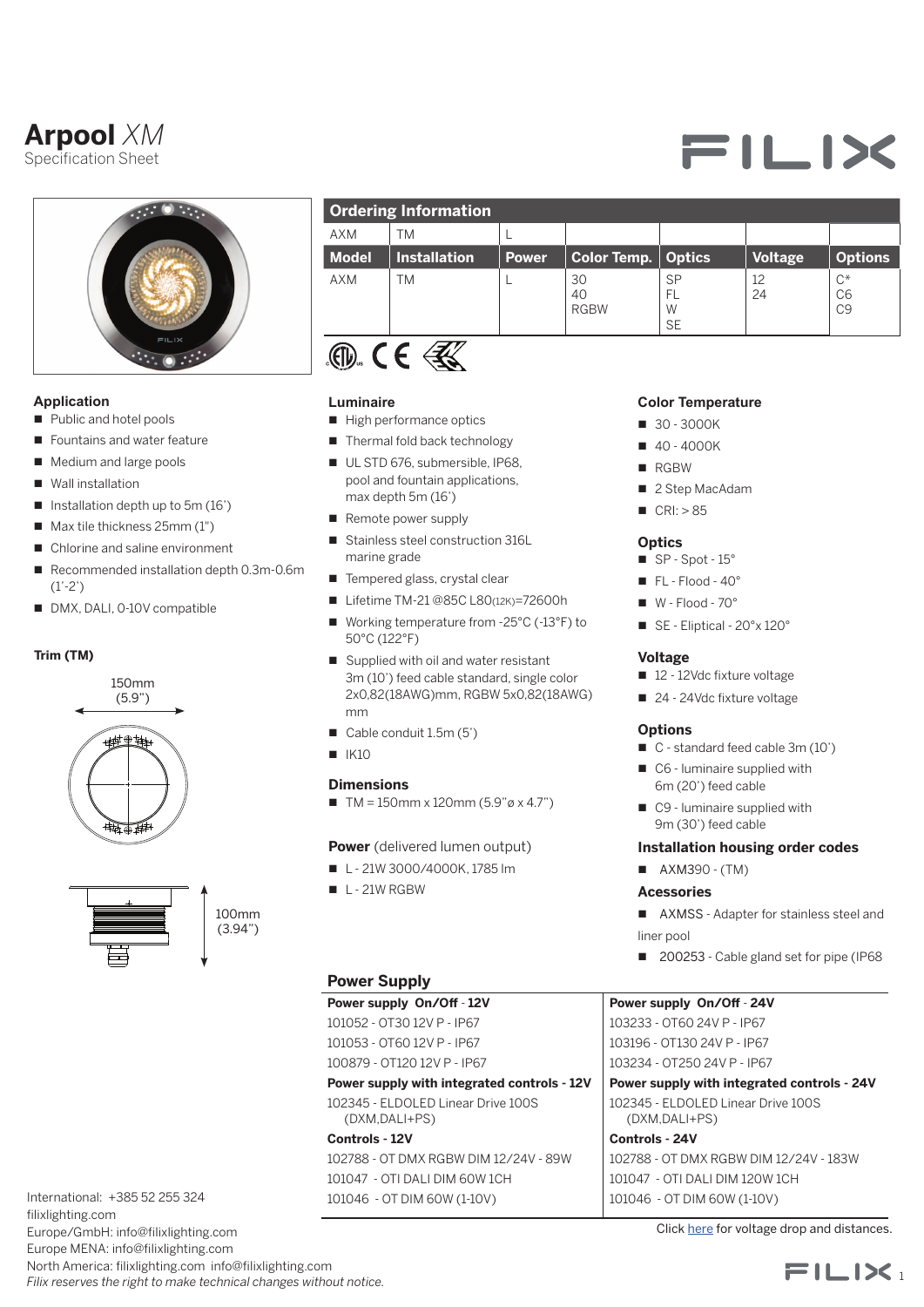# Arpool *XM*

Specification Sheet

## Ordering Information

| AXM | TM | L | | | | |
|---|---|---|---|---|---|---|
| **Model** | **Installation** | **Power** | **Color Temp.** | **Optics** | **Voltage** | **Options** |
| AXM | TM | L | 30<br>40<br>RGBW | SP<br>FL<br>W<br>SE | 12<br>24 | C*<br>C6<br>C9 |

### Application

- Public and hotel pools
- Fountains and water feature
- Medium and large pools
- Wall installation
- Installation depth up to 5m (16')
- Max tile thickness 25mm (1")
- Chlorine and saline environment
- Recommended installation depth 0.3m-0.6m (1'-2')
- DMX, DALI, 0-10V compatible

### Trim (TM)

150mm (5.9")

100mm (3.94")

### Luminaire

- High performance optics
- Thermal fold back technology
- UL STD 676, submersible, IP68, pool and fountain applications, max depth 5m (16')
- Remote power supply
- Stainless steel construction 316L marine grade
- Tempered glass, crystal clear
- Lifetime TM-21 @85C L80(12K)=72600h
- Working temperature from -25°C (-13°F) to 50°C (122°F)
- Supplied with oil and water resistant 3m (10') feed cable standard, single color 2x0,82(18AWG)mm, RGBW 5x0,82(18AWG) mm
- Cable conduit 1.5m (5')
- IK10

### Dimensions

- TM = 150mm x 120mm (5.9"ø x 4.7")

### Power (delivered lumen output)

- L - 21W 3000/4000K, 1785 lm
- L - 21W RGBW

### Color Temperature

- 30 - 3000K
- 40 - 4000K
- RGBW
- 2 Step MacAdam
- CRI: > 85

### Optics

- SP - Spot - 15°
- FL - Flood - 40°
- W - Flood - 70°
- SE - Eliptical - 20°x 120°

### Voltage

- 12 - 12Vdc fixture voltage
- 24 - 24Vdc fixture voltage

### Options

- C - standard feed cable 3m (10')
- C6 - luminaire supplied with 6m (20') feed cable
- C9 - luminaire supplied with 9m (30') feed cable

### Installation housing order codes

- AXM390 - (TM)

### Acessories

- AXMSS - Adapter for stainless steel and liner pool
- 200253 - Cable gland set for pipe (IP68

## Power Supply

| **Power supply On/Off - 12V** | **Power supply On/Off - 24V** |
|---|---|
| 101052 - OT30 12V P - IP67 | 103233 - OT60 24V P - IP67 |
| 101053 - OT60 12V P - IP67 | 103196 - OT130 24V P - IP67 |
| 100879 - OT120 12V P - IP67 | 103234 - OT250 24V P - IP67 |
| **Power supply with integrated controls - 12V** | **Power supply with integrated controls - 24V** |
| 102345 - ELDOLED Linear Drive 100S (DXM,DALI+PS) | 102345 - ELDOLED Linear Drive 100S (DXM,DALI+PS) |
| **Controls - 12V** | **Controls - 24V** |
| 102788 - OT DMX RGBW DIM 12/24V - 89W | 102788 - OT DMX RGBW DIM 12/24V - 183W |
| 101047 - OTI DALI DIM 60W 1CH | 101047 - OTI DALI DIM 120W 1CH |
| 101046 - OT DIM 60W (1-10V) | 101046 - OT DIM 60W (1-10V) |

Click here for voltage drop and distances.

International: +385 52 255 324
filixlighting.com
Europe/GmbH: info@filixlighting.com
Europe MENA: info@filixlighting.com
North America: filixlighting.com info@filixlighting.com
*Filix reserves the right to make technical changes without notice.*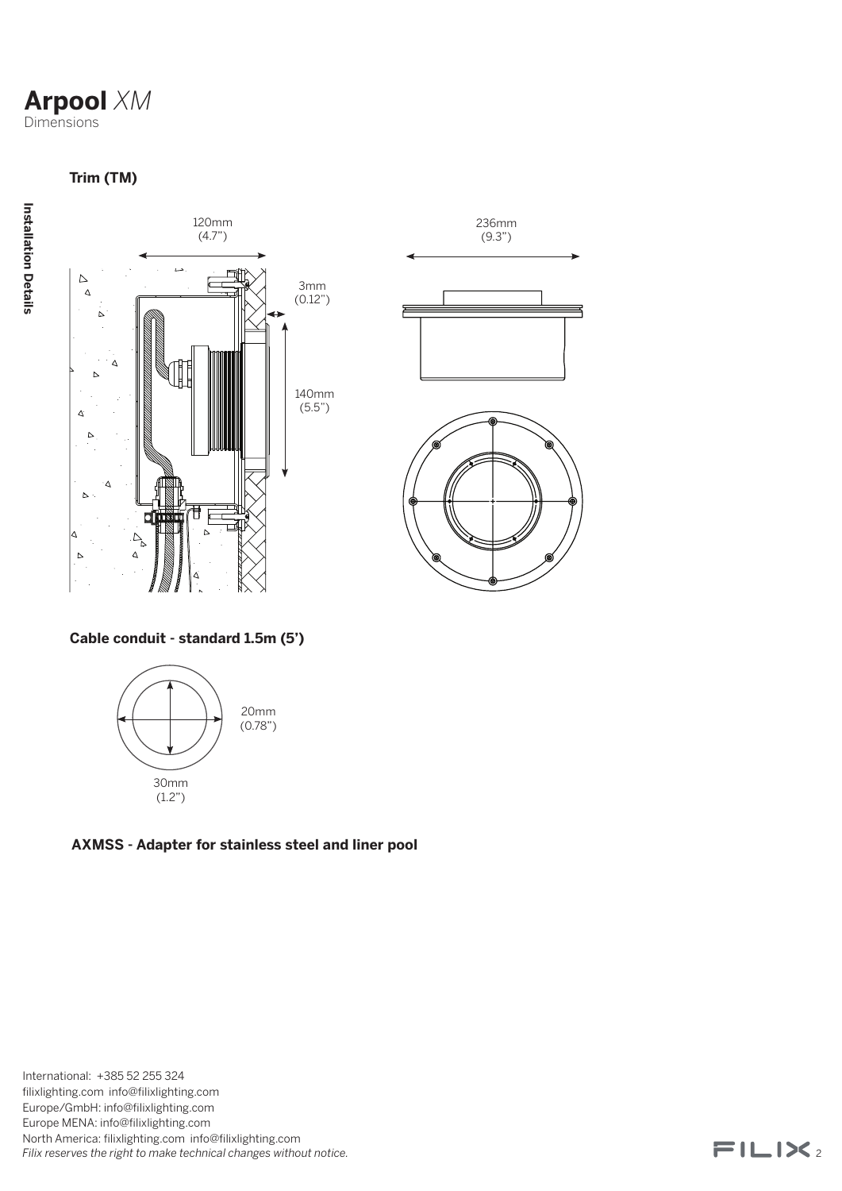# **Arpool** *XM*

Dimensions

Installation Details

## Trim (TM)

120mm
(4.7")

3mm
(0.12")

140mm
(5.5")

236mm
(9.3")

## Cable conduit - standard 1.5m (5')

20mm
(0.78")

30mm
(1.2")

## AXMSS - Adapter for stainless steel and liner pool

International: +385 52 255 324
filixlighting.com info@filixlighting.com
Europe/GmbH: info@filixlighting.com
Europe MENA: info@filixlighting.com
North America: filixlighting.com info@filixlighting.com
*Filix reserves the right to make technical changes without notice.*